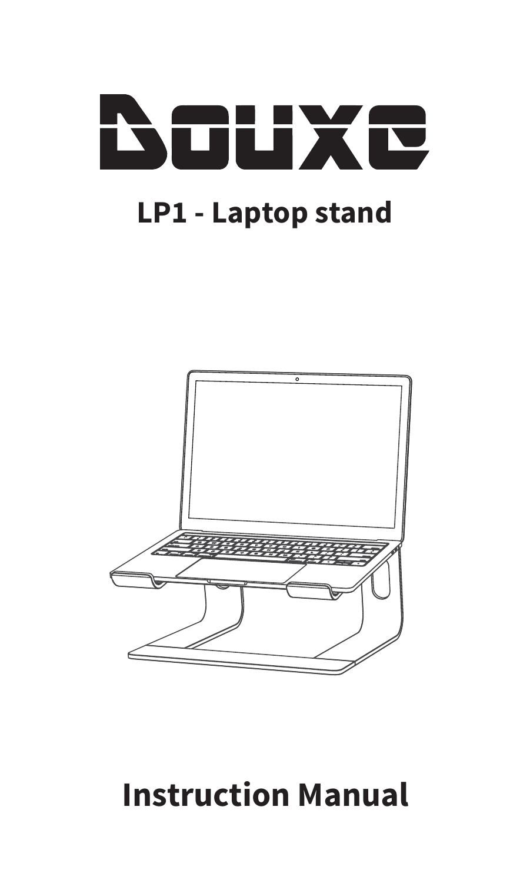# Douxe

## LP1 - Laptop stand

# Instruction Manual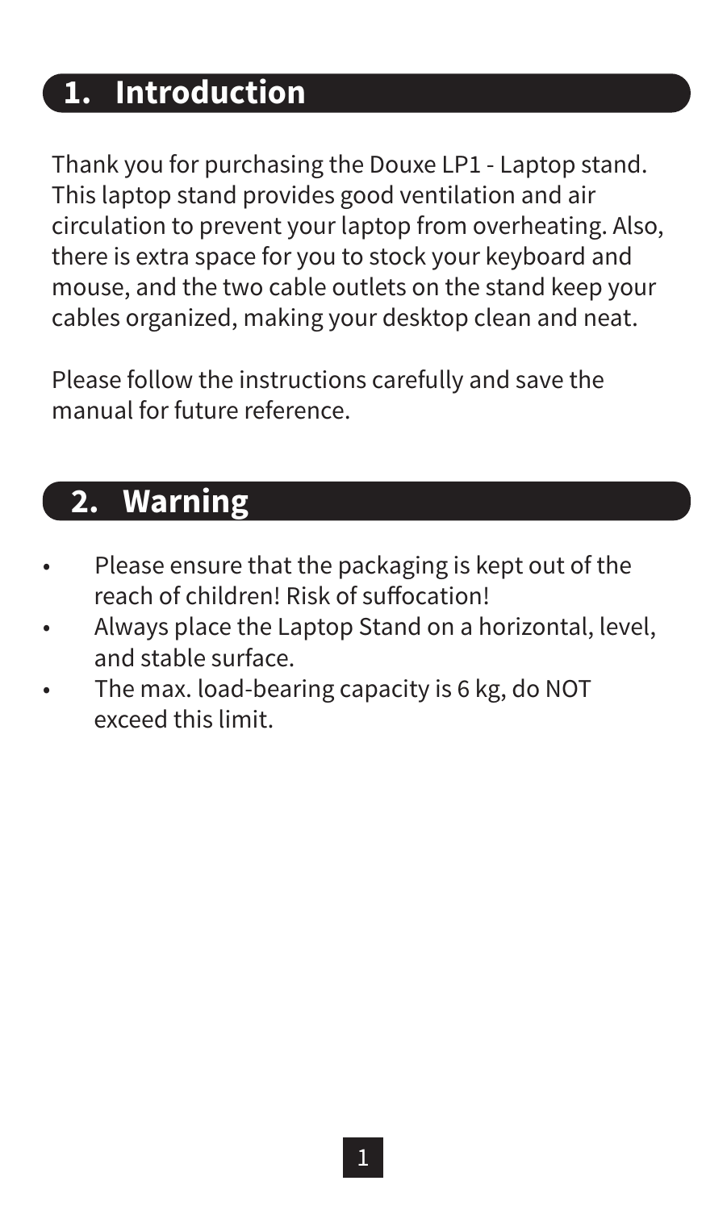## 1. Introduction

Thank you for purchasing the Douxe LP1 - Laptop stand. This laptop stand provides good ventilation and air circulation to prevent your laptop from overheating. Also, there is extra space for you to stock your keyboard and mouse, and the two cable outlets on the stand keep your cables organized, making your desktop clean and neat.

Please follow the instructions carefully and save the manual for future reference.

## 2. Warning

- Please ensure that the packaging is kept out of the reach of children! Risk of suffocation!
- Always place the Laptop Stand on a horizontal, level, and stable surface.
- The max. load-bearing capacity is 6 kg, do NOT exceed this limit.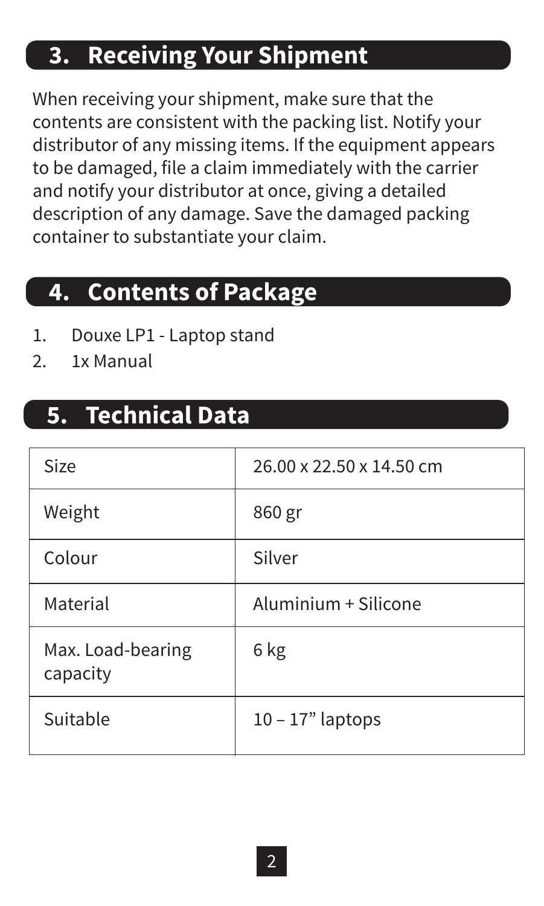## 3. Receiving Your Shipment

When receiving your shipment, make sure that the contents are consistent with the packing list. Notify your distributor of any missing items. If the equipment appears to be damaged, file a claim immediately with the carrier and notify your distributor at once, giving a detailed description of any damage. Save the damaged packing container to substantiate your claim.

## 4. Contents of Package

1. Douxe LP1 - Laptop stand
2. 1x Manual

## 5. Technical Data

| | |
|---|---|
| Size | 26.00 x 22.50 x 14.50 cm |
| Weight | 860 gr |
| Colour | Silver |
| Material | Aluminium + Silicone |
| Max. Load-bearing capacity | 6 kg |
| Suitable | 10 – 17” laptops |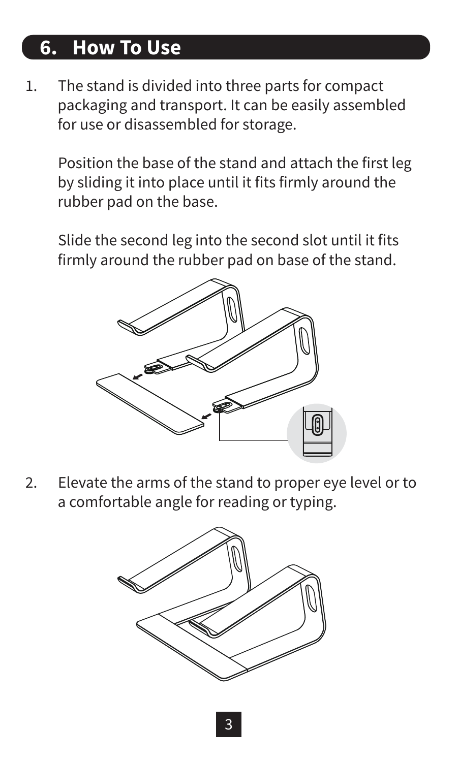## 6. How To Use

1. The stand is divided into three parts for compact packaging and transport. It can be easily assembled for use or disassembled for storage.

   Position the base of the stand and attach the first leg by sliding it into place until it fits firmly around the rubber pad on the base.

   Slide the second leg into the second slot until it fits firmly around the rubber pad on base of the stand.

2. Elevate the arms of the stand to proper eye level or to a comfortable angle for reading or typing.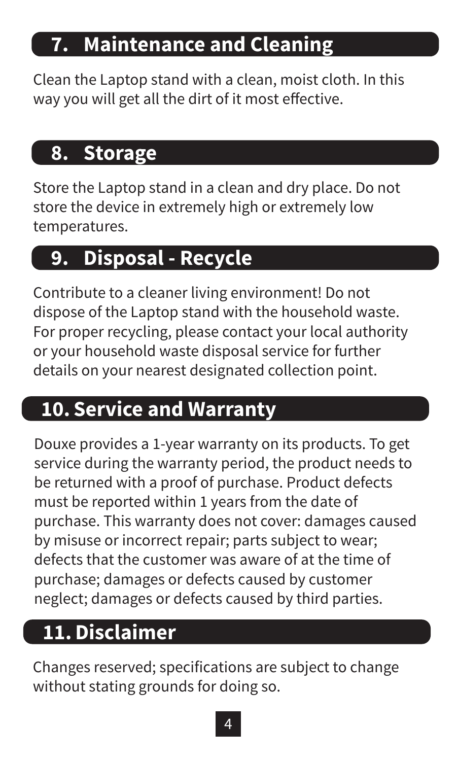## 7. Maintenance and Cleaning

Clean the Laptop stand with a clean, moist cloth. In this way you will get all the dirt of it most effective.

## 8. Storage

Store the Laptop stand in a clean and dry place. Do not store the device in extremely high or extremely low temperatures.

## 9. Disposal - Recycle

Contribute to a cleaner living environment! Do not dispose of the Laptop stand with the household waste. For proper recycling, please contact your local authority or your household waste disposal service for further details on your nearest designated collection point.

## 10. Service and Warranty

Douxe provides a 1-year warranty on its products. To get service during the warranty period, the product needs to be returned with a proof of purchase. Product defects must be reported within 1 years from the date of purchase. This warranty does not cover: damages caused by misuse or incorrect repair; parts subject to wear; defects that the customer was aware of at the time of purchase; damages or defects caused by customer neglect; damages or defects caused by third parties.

## 11. Disclaimer

Changes reserved; specifications are subject to change without stating grounds for doing so.